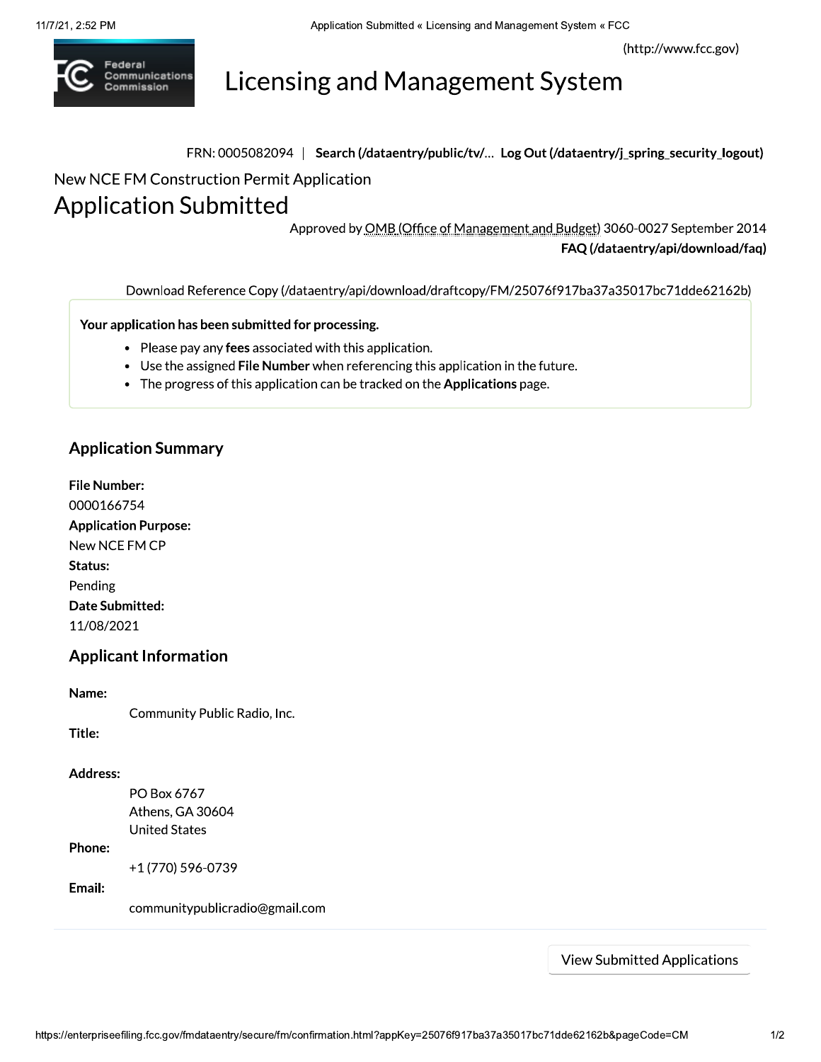(http://www.fcc.gov)

# Licensing and Management System

FRN: 0005082094 | **Search (/dataentry/public/tv/...** **Log Out (/dataentry/j_spring_security_logout)**

New NCE FM Construction Permit Application

# Application Submitted

Approved by OMB (Office of Management and Budget) 3060-0027 September 2014

**FAQ (/dataentry/api/download/faq)**

Download Reference Copy (/dataentry/api/download/draftcopy/FM/25076f917ba37a35017bc71dde62162b)

**Your application has been submitted for processing.**

- Please pay any **fees** associated with this application.
- Use the assigned **File Number** when referencing this application in the future.
- The progress of this application can be tracked on the **Applications** page.

## Application Summary

**File Number:**
0000166754

**Application Purpose:**
New NCE FM CP

**Status:**
Pending

**Date Submitted:**
11/08/2021

## Applicant Information

**Name:**
Community Public Radio, Inc.

**Title:**

**Address:**
PO Box 6767
Athens, GA 30604
United States

**Phone:**
+1 (770) 596-0739

**Email:**
communitypublicradio@gmail.com

View Submitted Applications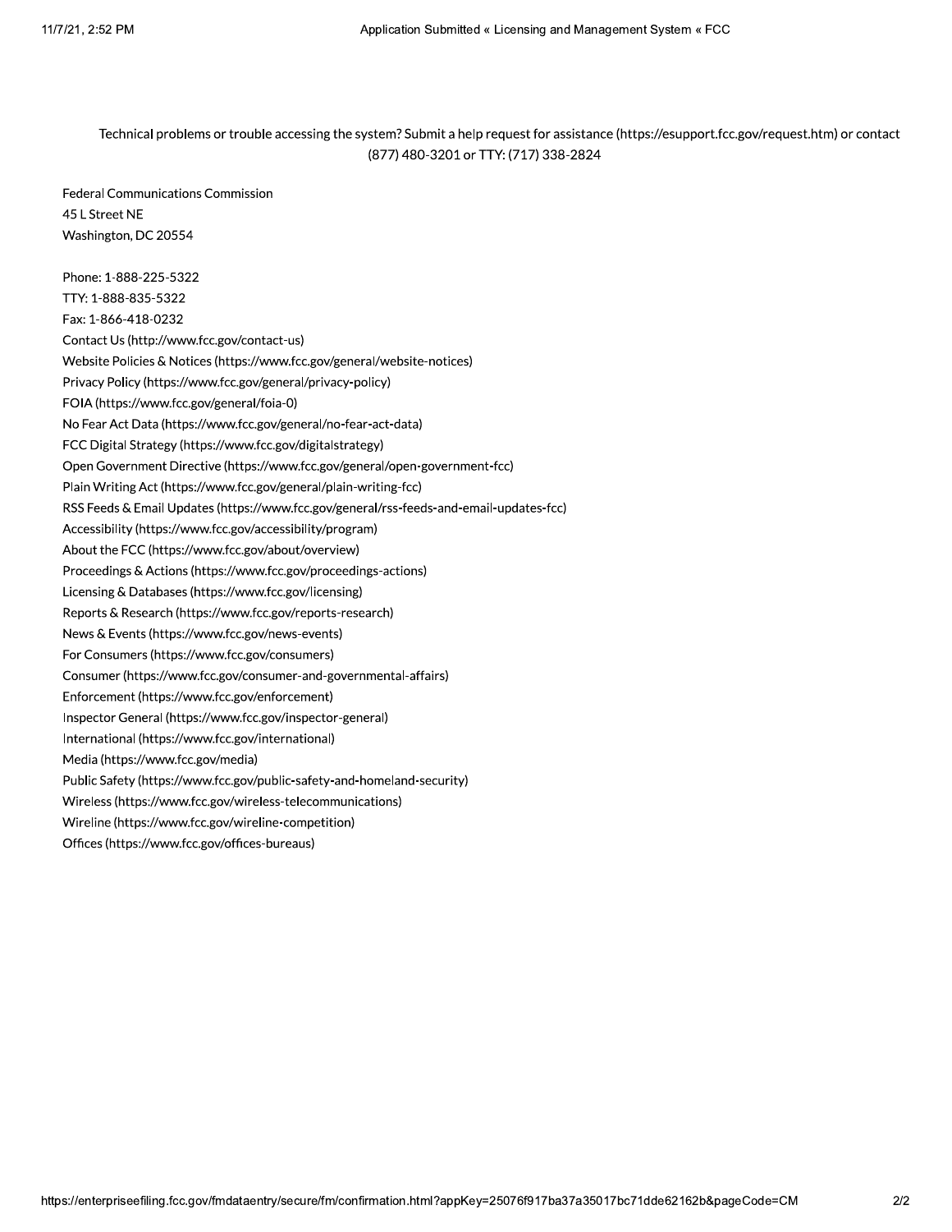Technical problems or trouble accessing the system? Submit a help request for assistance (https://esupport.fcc.gov/request.htm) or contact (877) 480-3201 or TTY: (717) 338-2824

Federal Communications Commission
45 L Street NE
Washington, DC 20554

Phone: 1-888-225-5322
TTY: 1-888-835-5322
Fax: 1-866-418-0232
Contact Us (http://www.fcc.gov/contact-us)
Website Policies & Notices (https://www.fcc.gov/general/website-notices)
Privacy Policy (https://www.fcc.gov/general/privacy-policy)
FOIA (https://www.fcc.gov/general/foia-0)
No Fear Act Data (https://www.fcc.gov/general/no-fear-act-data)
FCC Digital Strategy (https://www.fcc.gov/digitalstrategy)
Open Government Directive (https://www.fcc.gov/general/open-government-fcc)
Plain Writing Act (https://www.fcc.gov/general/plain-writing-fcc)
RSS Feeds & Email Updates (https://www.fcc.gov/general/rss-feeds-and-email-updates-fcc)
Accessibility (https://www.fcc.gov/accessibility/program)
About the FCC (https://www.fcc.gov/about/overview)
Proceedings & Actions (https://www.fcc.gov/proceedings-actions)
Licensing & Databases (https://www.fcc.gov/licensing)
Reports & Research (https://www.fcc.gov/reports-research)
News & Events (https://www.fcc.gov/news-events)
For Consumers (https://www.fcc.gov/consumers)
Consumer (https://www.fcc.gov/consumer-and-governmental-affairs)
Enforcement (https://www.fcc.gov/enforcement)
Inspector General (https://www.fcc.gov/inspector-general)
International (https://www.fcc.gov/international)
Media (https://www.fcc.gov/media)
Public Safety (https://www.fcc.gov/public-safety-and-homeland-security)
Wireless (https://www.fcc.gov/wireless-telecommunications)
Wireline (https://www.fcc.gov/wireline-competition)
Offices (https://www.fcc.gov/offices-bureaus)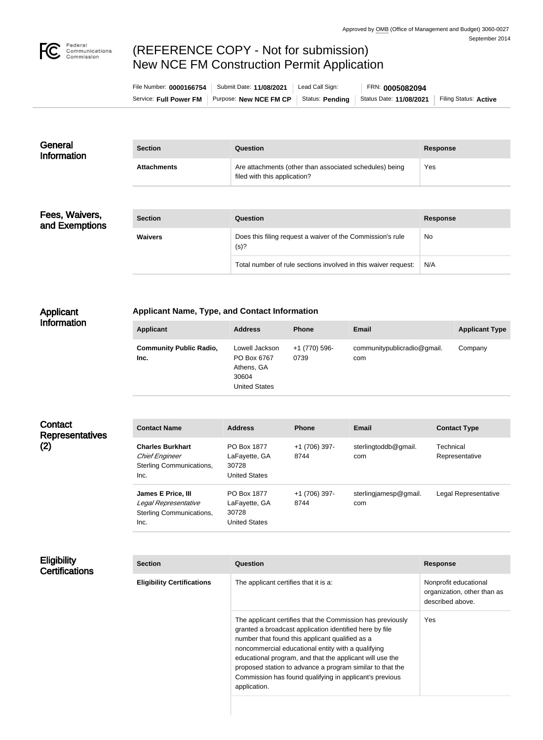Approved by OMB (Office of Management and Budget) 3060-0027
September 2014

# (REFERENCE COPY - Not for submission) New NCE FM Construction Permit Application

| File Number: **0000166754** | Submit Date: **11/08/2021** | Lead Call Sign: | FRN: **0005082094** | |
|---|---|---|---|---|
| Service: **Full Power FM** | Purpose: **New NCE FM CP** | Status: **Pending** | Status Date: **11/08/2021** | Filing Status: **Active** |

## General Information

| Section | Question | Response |
|---|---|---|
| **Attachments** | Are attachments (other than associated schedules) being filed with this application? | Yes |

## Fees, Waivers, and Exemptions

| Section | Question | Response |
|---|---|---|
| **Waivers** | Does this filing request a waiver of the Commission's rule (s)? | No |
| | Total number of rule sections involved in this waiver request: | N/A |

## Applicant Information

### Applicant Name, Type, and Contact Information

| Applicant | Address | Phone | Email | Applicant Type |
|---|---|---|---|---|
| **Community Public Radio, Inc.** | Lowell Jackson PO Box 6767 Athens, GA 30604 United States | +1 (770) 596-0739 | communitypublicradio@gmail.com | Company |

## Contact Representatives (2)

| Contact Name | Address | Phone | Email | Contact Type |
|---|---|---|---|---|
| **Charles Burkhart** *Chief Engineer* Sterling Communications, Inc. | PO Box 1877 LaFayette, GA 30728 United States | +1 (706) 397-8744 | sterlingtoddb@gmail.com | Technical Representative |
| **James E Price, III** *Legal Representative* Sterling Communications, Inc. | PO Box 1877 LaFayette, GA 30728 United States | +1 (706) 397-8744 | sterlingjamesp@gmail.com | Legal Representative |

## Eligibility Certifications

| Section | Question | Response |
|---|---|---|
| **Eligibility Certifications** | The applicant certifies that it is a: | Nonprofit educational organization, other than as described above. |
| | The applicant certifies that the Commission has previously granted a broadcast application identified here by file number that found this applicant qualified as a noncommercial educational entity with a qualifying educational program, and that the applicant will use the proposed station to advance a program similar to that the Commission has found qualifying in applicant's previous application. | Yes |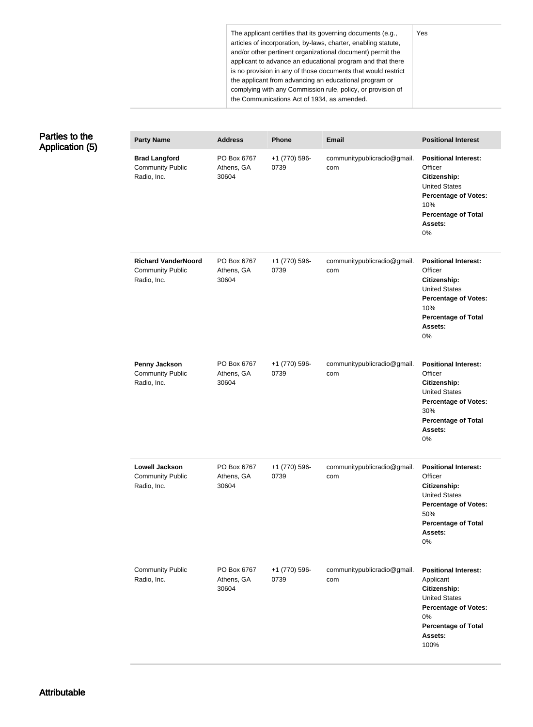| | |
|---|---|
| The applicant certifies that its governing documents (e.g., articles of incorporation, by-laws, charter, enabling statute, and/or other pertinent organizational document) permit the applicant to advance an educational program and that there is no provision in any of those documents that would restrict the applicant from advancing an educational program or complying with any Commission rule, policy, or provision of the Communications Act of 1934, as amended. | Yes |

## Parties to the Application (5)

| Party Name | Address | Phone | Email | Positional Interest |
|---|---|---|---|---|
| **Brad Langford** Community Public Radio, Inc. | PO Box 6767 Athens, GA 30604 | +1 (770) 596-0739 | communitypublicradio@gmail.com | **Positional Interest:** Officer **Citizenship:** United States **Percentage of Votes:** 10% **Percentage of Total Assets:** 0% |
| **Richard VanderNoord** Community Public Radio, Inc. | PO Box 6767 Athens, GA 30604 | +1 (770) 596-0739 | communitypublicradio@gmail.com | **Positional Interest:** Officer **Citizenship:** United States **Percentage of Votes:** 10% **Percentage of Total Assets:** 0% |
| **Penny Jackson** Community Public Radio, Inc. | PO Box 6767 Athens, GA 30604 | +1 (770) 596-0739 | communitypublicradio@gmail.com | **Positional Interest:** Officer **Citizenship:** United States **Percentage of Votes:** 30% **Percentage of Total Assets:** 0% |
| **Lowell Jackson** Community Public Radio, Inc. | PO Box 6767 Athens, GA 30604 | +1 (770) 596-0739 | communitypublicradio@gmail.com | **Positional Interest:** Officer **Citizenship:** United States **Percentage of Votes:** 50% **Percentage of Total Assets:** 0% |
| Community Public Radio, Inc. | PO Box 6767 Athens, GA 30604 | +1 (770) 596-0739 | communitypublicradio@gmail.com | **Positional Interest:** Applicant **Citizenship:** United States **Percentage of Votes:** 0% **Percentage of Total Assets:** 100% |

## Attributable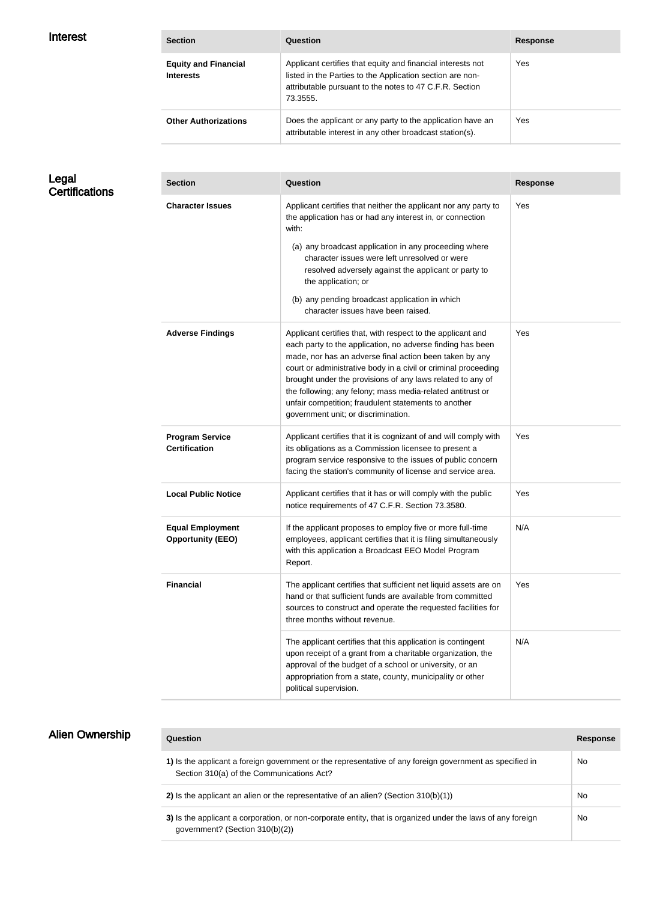## Interest

| Section | Question | Response |
|---|---|---|
| **Equity and Financial Interests** | Applicant certifies that equity and financial interests not listed in the Parties to the Application section are non-attributable pursuant to the notes to 47 C.F.R. Section 73.3555. | Yes |
| **Other Authorizations** | Does the applicant or any party to the application have an attributable interest in any other broadcast station(s). | Yes |

## Legal Certifications

| Section | Question | Response |
|---|---|---|
| **Character Issues** | Applicant certifies that neither the applicant nor any party to the application has or had any interest in, or connection with: (a) any broadcast application in any proceeding where character issues were left unresolved or were resolved adversely against the applicant or party to the application; or (b) any pending broadcast application in which character issues have been raised. | Yes |
| **Adverse Findings** | Applicant certifies that, with respect to the applicant and each party to the application, no adverse finding has been made, nor has an adverse final action been taken by any court or administrative body in a civil or criminal proceeding brought under the provisions of any laws related to any of the following; any felony; mass media-related antitrust or unfair competition; fraudulent statements to another government unit; or discrimination. | Yes |
| **Program Service Certification** | Applicant certifies that it is cognizant of and will comply with its obligations as a Commission licensee to present a program service responsive to the issues of public concern facing the station's community of license and service area. | Yes |
| **Local Public Notice** | Applicant certifies that it has or will comply with the public notice requirements of 47 C.F.R. Section 73.3580. | Yes |
| **Equal Employment Opportunity (EEO)** | If the applicant proposes to employ five or more full-time employees, applicant certifies that it is filing simultaneously with this application a Broadcast EEO Model Program Report. | N/A |
| **Financial** | The applicant certifies that sufficient net liquid assets are on hand or that sufficient funds are available from committed sources to construct and operate the requested facilities for three months without revenue. | Yes |
| | The applicant certifies that this application is contingent upon receipt of a grant from a charitable organization, the approval of the budget of a school or university, or an appropriation from a state, county, municipality or other political supervision. | N/A |

## Alien Ownership

| Question | Response |
|---|---|
| **1)** Is the applicant a foreign government or the representative of any foreign government as specified in Section 310(a) of the Communications Act? | No |
| **2)** Is the applicant an alien or the representative of an alien? (Section 310(b)(1)) | No |
| **3)** Is the applicant a corporation, or non-corporate entity, that is organized under the laws of any foreign government? (Section 310(b)(2)) | No |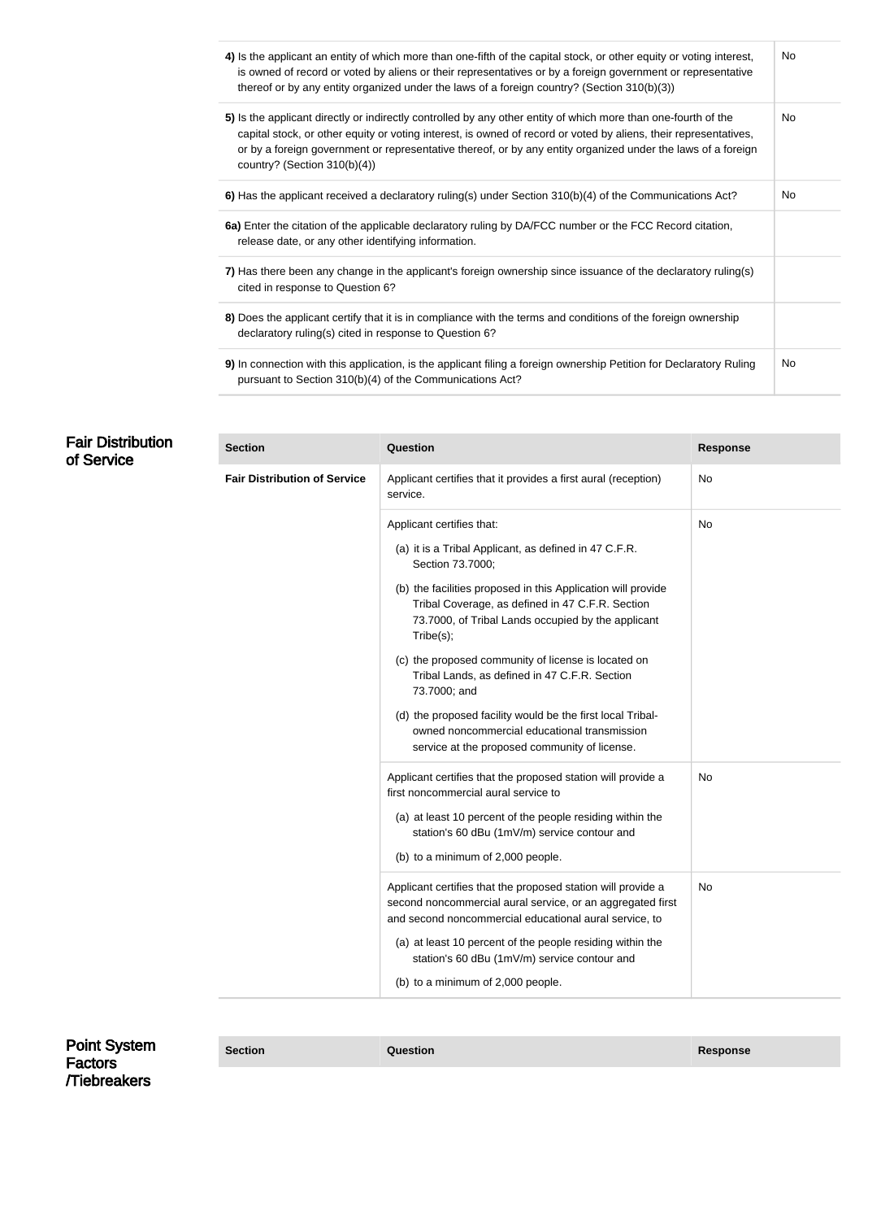| Question | Response |
| --- | --- |
| **4)** Is the applicant an entity of which more than one-fifth of the capital stock, or other equity or voting interest, is owned of record or voted by aliens or their representatives or by a foreign government or representative thereof or by any entity organized under the laws of a foreign country? (Section 310(b)(3)) | No |
| **5)** Is the applicant directly or indirectly controlled by any other entity of which more than one-fourth of the capital stock, or other equity or voting interest, is owned of record or voted by aliens, their representatives, or by a foreign government or representative thereof, or by any entity organized under the laws of a foreign country? (Section 310(b)(4)) | No |
| **6)** Has the applicant received a declaratory ruling(s) under Section 310(b)(4) of the Communications Act? | No |
| **6a)** Enter the citation of the applicable declaratory ruling by DA/FCC number or the FCC Record citation, release date, or any other identifying information. | |
| **7)** Has there been any change in the applicant's foreign ownership since issuance of the declaratory ruling(s) cited in response to Question 6? | |
| **8)** Does the applicant certify that it is in compliance with the terms and conditions of the foreign ownership declaratory ruling(s) cited in response to Question 6? | |
| **9)** In connection with this application, is the applicant filing a foreign ownership Petition for Declaratory Ruling pursuant to Section 310(b)(4) of the Communications Act? | No |

## Fair Distribution of Service

| Section | Question | Response |
| --- | --- | --- |
| **Fair Distribution of Service** | Applicant certifies that it provides a first aural (reception) service. | No |
| | Applicant certifies that:<br>(a) it is a Tribal Applicant, as defined in 47 C.F.R. Section 73.7000;<br>(b) the facilities proposed in this Application will provide Tribal Coverage, as defined in 47 C.F.R. Section 73.7000, of Tribal Lands occupied by the applicant Tribe(s);<br>(c) the proposed community of license is located on Tribal Lands, as defined in 47 C.F.R. Section 73.7000; and<br>(d) the proposed facility would be the first local Tribal-owned noncommercial educational transmission service at the proposed community of license. | No |
| | Applicant certifies that the proposed station will provide a first noncommercial aural service to<br>(a) at least 10 percent of the people residing within the station's 60 dBu (1mV/m) service contour and<br>(b) to a minimum of 2,000 people. | No |
| | Applicant certifies that the proposed station will provide a second noncommercial aural service, or an aggregated first and second noncommercial educational aural service, to<br>(a) at least 10 percent of the people residing within the station's 60 dBu (1mV/m) service contour and<br>(b) to a minimum of 2,000 people. | No |

## Point System Factors /Tiebreakers

| Section | Question | Response |
| --- | --- | --- |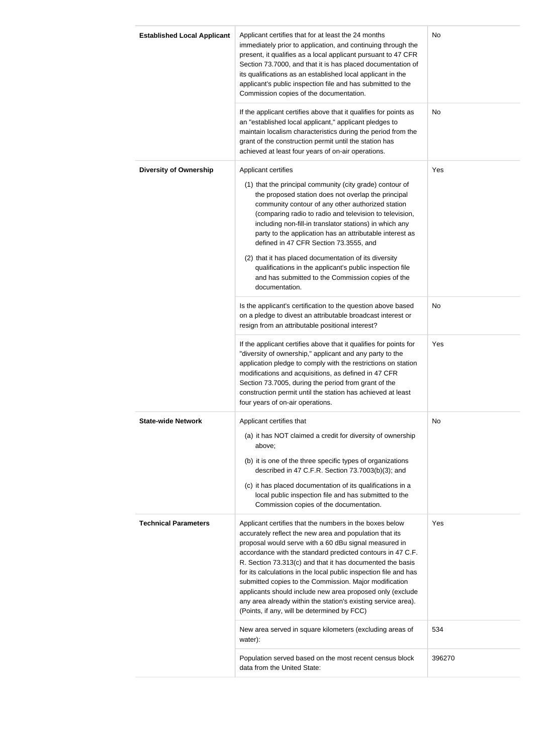| | | |
|---|---|---|
| **Established Local Applicant** | Applicant certifies that for at least the 24 months immediately prior to application, and continuing through the present, it qualifies as a local applicant pursuant to 47 CFR Section 73.7000, and that it is has placed documentation of its qualifications as an established local applicant in the applicant's public inspection file and has submitted to the Commission copies of the documentation. | No |
| | If the applicant certifies above that it qualifies for points as an "established local applicant," applicant pledges to maintain localism characteristics during the period from the grant of the construction permit until the station has achieved at least four years of on-air operations. | No |
| **Diversity of Ownership** | Applicant certifies<br>(1) that the principal community (city grade) contour of the proposed station does not overlap the principal community contour of any other authorized station (comparing radio to radio and television to television, including non-fill-in translator stations) in which any party to the application has an attributable interest as defined in 47 CFR Section 73.3555, and<br>(2) that it has placed documentation of its diversity qualifications in the applicant's public inspection file and has submitted to the Commission copies of the documentation. | Yes |
| | Is the applicant's certification to the question above based on a pledge to divest an attributable broadcast interest or resign from an attributable positional interest? | No |
| | If the applicant certifies above that it qualifies for points for "diversity of ownership," applicant and any party to the application pledge to comply with the restrictions on station modifications and acquisitions, as defined in 47 CFR Section 73.7005, during the period from grant of the construction permit until the station has achieved at least four years of on-air operations. | Yes |
| **State-wide Network** | Applicant certifies that<br>(a) it has NOT claimed a credit for diversity of ownership above;<br>(b) it is one of the three specific types of organizations described in 47 C.F.R. Section 73.7003(b)(3); and<br>(c) it has placed documentation of its qualifications in a local public inspection file and has submitted to the Commission copies of the documentation. | No |
| **Technical Parameters** | Applicant certifies that the numbers in the boxes below accurately reflect the new area and population that its proposal would serve with a 60 dBu signal measured in accordance with the standard predicted contours in 47 C.F. R. Section 73.313(c) and that it has documented the basis for its calculations in the local public inspection file and has submitted copies to the Commission. Major modification applicants should include new area proposed only (exclude any area already within the station's existing service area). (Points, if any, will be determined by FCC) | Yes |
| | New area served in square kilometers (excluding areas of water): | 534 |
| | Population served based on the most recent census block data from the United State: | 396270 |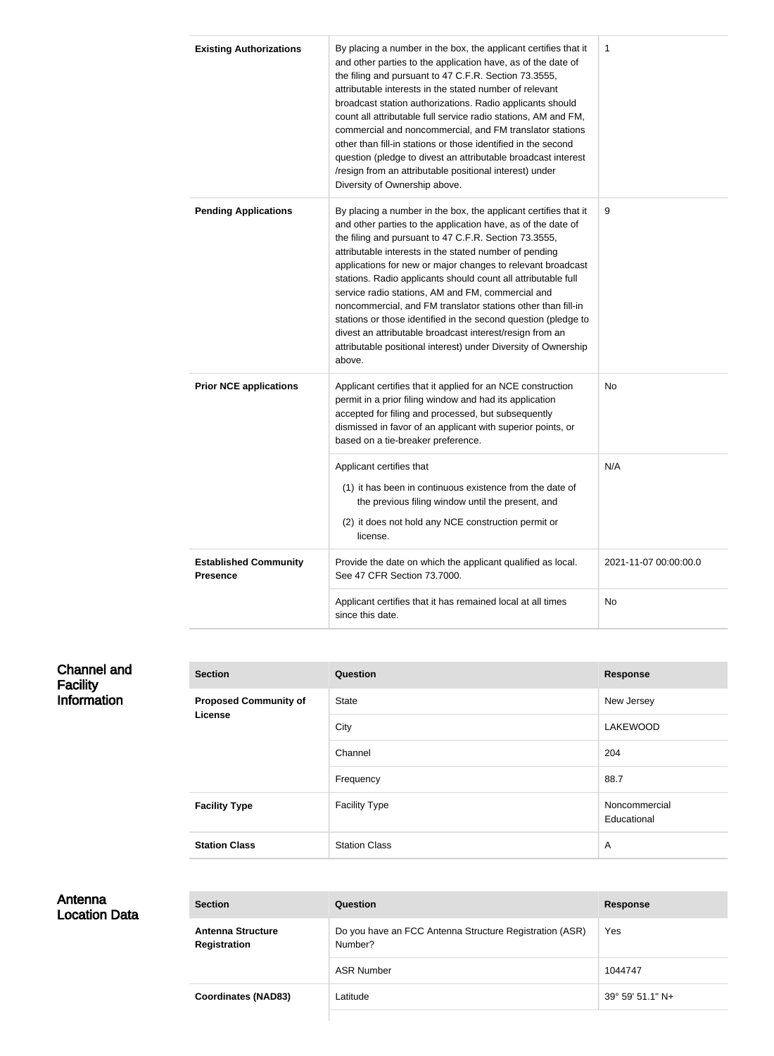| | | |
|---|---|---|
| **Existing Authorizations** | By placing a number in the box, the applicant certifies that it and other parties to the application have, as of the date of the filing and pursuant to 47 C.F.R. Section 73.3555, attributable interests in the stated number of relevant broadcast station authorizations. Radio applicants should count all attributable full service radio stations, AM and FM, commercial and noncommercial, and FM translator stations other than fill-in stations or those identified in the second question (pledge to divest an attributable broadcast interest /resign from an attributable positional interest) under Diversity of Ownership above. | 1 |
| **Pending Applications** | By placing a number in the box, the applicant certifies that it and other parties to the application have, as of the date of the filing and pursuant to 47 C.F.R. Section 73.3555, attributable interests in the stated number of pending applications for new or major changes to relevant broadcast stations. Radio applicants should count all attributable full service radio stations, AM and FM, commercial and noncommercial, and FM translator stations other than fill-in stations or those identified in the second question (pledge to divest an attributable broadcast interest/resign from an attributable positional interest) under Diversity of Ownership above. | 9 |
| **Prior NCE applications** | Applicant certifies that it applied for an NCE construction permit in a prior filing window and had its application accepted for filing and processed, but subsequently dismissed in favor of an applicant with superior points, or based on a tie-breaker preference. | No |
| | Applicant certifies that (1) it has been in continuous existence from the date of the previous filing window until the present, and (2) it does not hold any NCE construction permit or license. | N/A |
| **Established Community Presence** | Provide the date on which the applicant qualified as local. See 47 CFR Section 73.7000. | 2021-11-07 00:00:00.0 |
| | Applicant certifies that it has remained local at all times since this date. | No |

## Channel and Facility Information

| Section | Question | Response |
|---|---|---|
| **Proposed Community of License** | State | New Jersey |
| | City | LAKEWOOD |
| | Channel | 204 |
| | Frequency | 88.7 |
| **Facility Type** | Facility Type | Noncommercial Educational |
| **Station Class** | Station Class | A |

## Antenna Location Data

| Section | Question | Response |
|---|---|---|
| **Antenna Structure Registration** | Do you have an FCC Antenna Structure Registration (ASR) Number? | Yes |
| | ASR Number | 1044747 |
| **Coordinates (NAD83)** | Latitude | 39° 59' 51.1" N+ |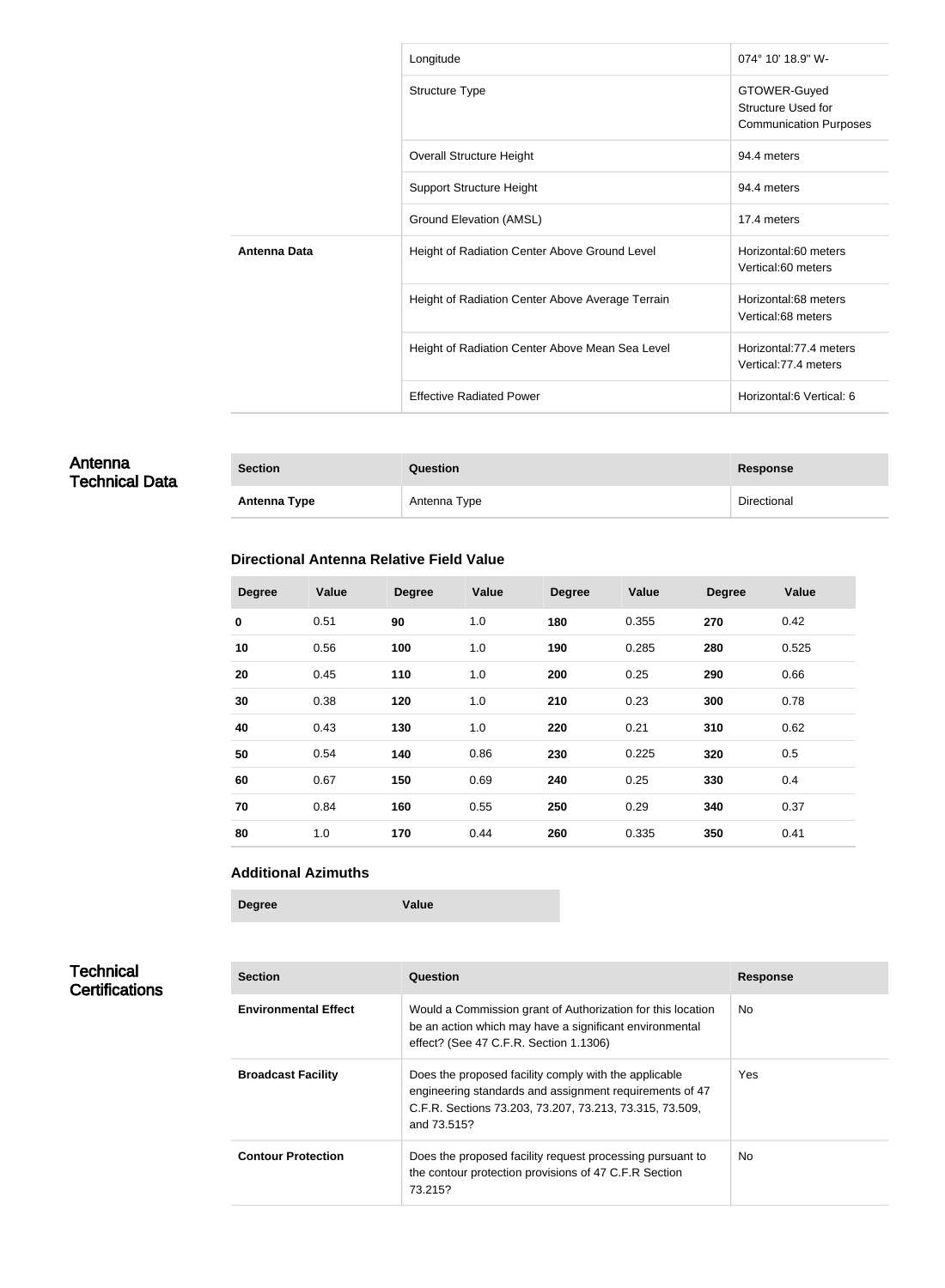| | | |
|---|---|---|
| | Longitude | 074° 10' 18.9" W- |
| | Structure Type | GTOWER-Guyed Structure Used for Communication Purposes |
| | Overall Structure Height | 94.4 meters |
| | Support Structure Height | 94.4 meters |
| | Ground Elevation (AMSL) | 17.4 meters |
| **Antenna Data** | Height of Radiation Center Above Ground Level | Horizontal:60 meters Vertical:60 meters |
| | Height of Radiation Center Above Average Terrain | Horizontal:68 meters Vertical:68 meters |
| | Height of Radiation Center Above Mean Sea Level | Horizontal:77.4 meters Vertical:77.4 meters |
| | Effective Radiated Power | Horizontal:6 Vertical: 6 |

## Antenna Technical Data

| Section | Question | Response |
|---|---|---|
| **Antenna Type** | Antenna Type | Directional |

### Directional Antenna Relative Field Value

| Degree | Value | Degree | Value | Degree | Value | Degree | Value |
|---|---|---|---|---|---|---|---|
| **0** | 0.51 | **90** | 1.0 | **180** | 0.355 | **270** | 0.42 |
| **10** | 0.56 | **100** | 1.0 | **190** | 0.285 | **280** | 0.525 |
| **20** | 0.45 | **110** | 1.0 | **200** | 0.25 | **290** | 0.66 |
| **30** | 0.38 | **120** | 1.0 | **210** | 0.23 | **300** | 0.78 |
| **40** | 0.43 | **130** | 1.0 | **220** | 0.21 | **310** | 0.62 |
| **50** | 0.54 | **140** | 0.86 | **230** | 0.225 | **320** | 0.5 |
| **60** | 0.67 | **150** | 0.69 | **240** | 0.25 | **330** | 0.4 |
| **70** | 0.84 | **160** | 0.55 | **250** | 0.29 | **340** | 0.37 |
| **80** | 1.0 | **170** | 0.44 | **260** | 0.335 | **350** | 0.41 |

### Additional Azimuths

| Degree | Value |
|---|---|

## Technical Certifications

| Section | Question | Response |
|---|---|---|
| **Environmental Effect** | Would a Commission grant of Authorization for this location be an action which may have a significant environmental effect? (See 47 C.F.R. Section 1.1306) | No |
| **Broadcast Facility** | Does the proposed facility comply with the applicable engineering standards and assignment requirements of 47 C.F.R. Sections 73.203, 73.207, 73.213, 73.315, 73.509, and 73.515? | Yes |
| **Contour Protection** | Does the proposed facility request processing pursuant to the contour protection provisions of 47 C.F.R Section 73.215? | No |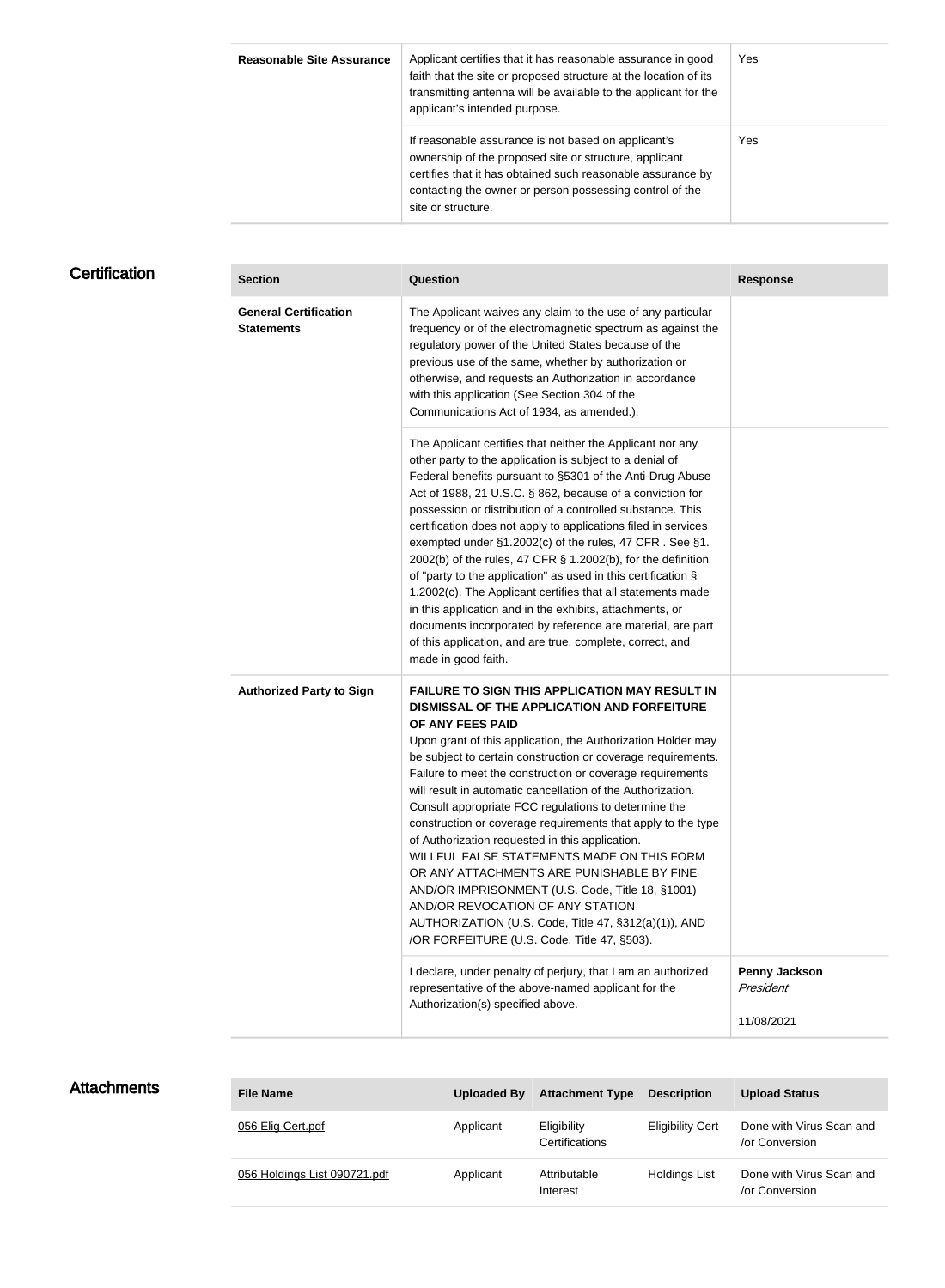| | | |
|---|---|---|
| **Reasonable Site Assurance** | Applicant certifies that it has reasonable assurance in good faith that the site or proposed structure at the location of its transmitting antenna will be available to the applicant for the applicant's intended purpose. | Yes |
| | If reasonable assurance is not based on applicant's ownership of the proposed site or structure, applicant certifies that it has obtained such reasonable assurance by contacting the owner or person possessing control of the site or structure. | Yes |

## Certification

| Section | Question | Response |
|---|---|---|
| **General Certification Statements** | The Applicant waives any claim to the use of any particular frequency or of the electromagnetic spectrum as against the regulatory power of the United States because of the previous use of the same, whether by authorization or otherwise, and requests an Authorization in accordance with this application (See Section 304 of the Communications Act of 1934, as amended.). | |
| | The Applicant certifies that neither the Applicant nor any other party to the application is subject to a denial of Federal benefits pursuant to §5301 of the Anti-Drug Abuse Act of 1988, 21 U.S.C. § 862, because of a conviction for possession or distribution of a controlled substance. This certification does not apply to applications filed in services exempted under §1.2002(c) of the rules, 47 CFR . See §1. 2002(b) of the rules, 47 CFR § 1.2002(b), for the definition of "party to the application" as used in this certification § 1.2002(c). The Applicant certifies that all statements made in this application and in the exhibits, attachments, or documents incorporated by reference are material, are part of this application, and are true, complete, correct, and made in good faith. | |
| **Authorized Party to Sign** | **FAILURE TO SIGN THIS APPLICATION MAY RESULT IN DISMISSAL OF THE APPLICATION AND FORFEITURE OF ANY FEES PAID** Upon grant of this application, the Authorization Holder may be subject to certain construction or coverage requirements. Failure to meet the construction or coverage requirements will result in automatic cancellation of the Authorization. Consult appropriate FCC regulations to determine the construction or coverage requirements that apply to the type of Authorization requested in this application. WILLFUL FALSE STATEMENTS MADE ON THIS FORM OR ANY ATTACHMENTS ARE PUNISHABLE BY FINE AND/OR IMPRISONMENT (U.S. Code, Title 18, §1001) AND/OR REVOCATION OF ANY STATION AUTHORIZATION (U.S. Code, Title 47, §312(a)(1)), AND /OR FORFEITURE (U.S. Code, Title 47, §503). | |
| | I declare, under penalty of perjury, that I am an authorized representative of the above-named applicant for the Authorization(s) specified above. | **Penny Jackson** *President* 11/08/2021 |

## Attachments

| File Name | Uploaded By | Attachment Type | Description | Upload Status |
|---|---|---|---|---|
| 056 Elig Cert.pdf | Applicant | Eligibility Certifications | Eligibility Cert | Done with Virus Scan and /or Conversion |
| 056 Holdings List 090721.pdf | Applicant | Attributable Interest | Holdings List | Done with Virus Scan and /or Conversion |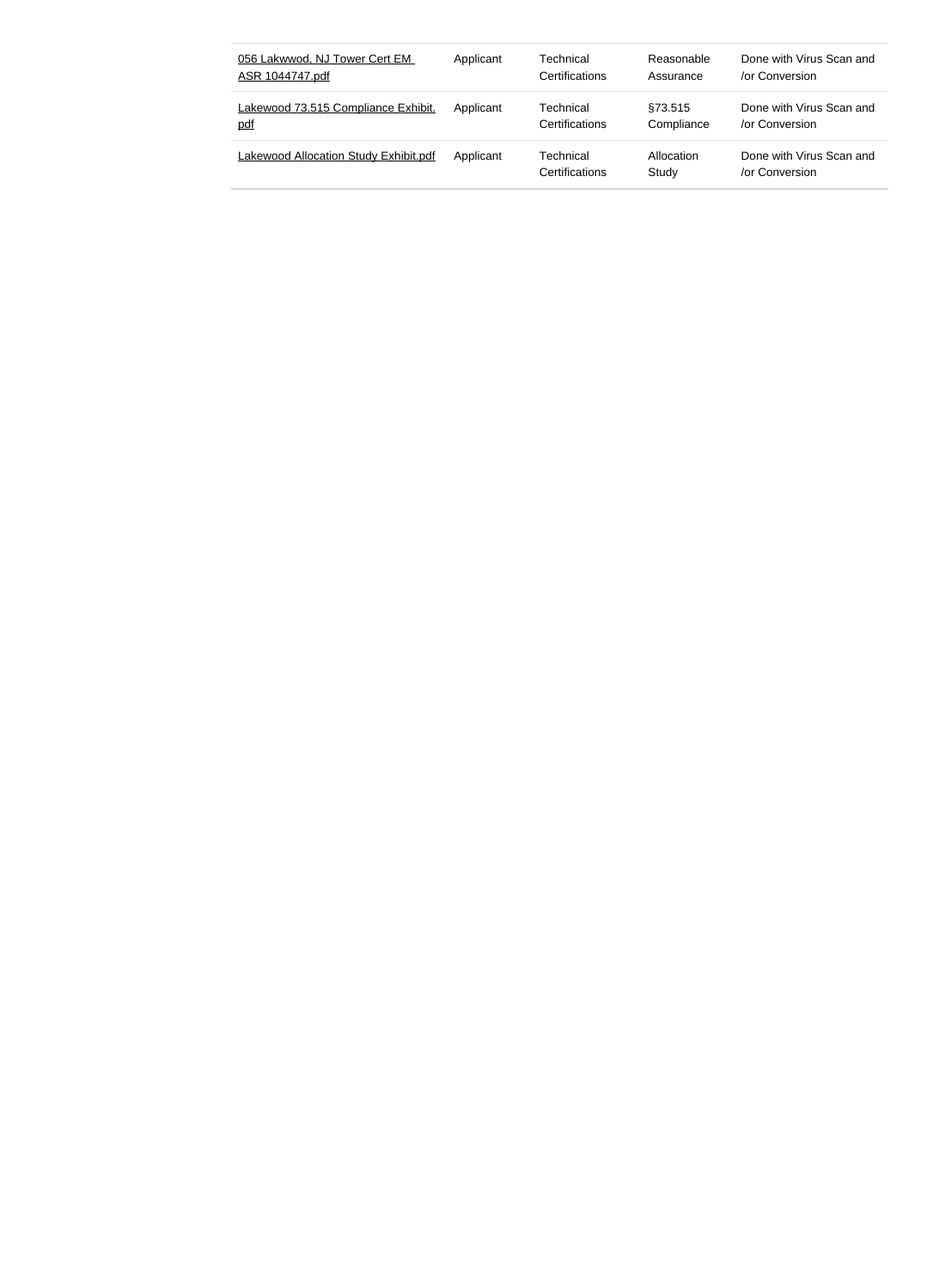| 056 Lakwwod, NJ Tower Cert EM ASR 1044747.pdf | Applicant | Technical Certifications | Reasonable Assurance | Done with Virus Scan and /or Conversion |
|---|---|---|---|---|
| Lakewood 73.515 Compliance Exhibit.pdf | Applicant | Technical Certifications | §73.515 Compliance | Done with Virus Scan and /or Conversion |
| Lakewood Allocation Study Exhibit.pdf | Applicant | Technical Certifications | Allocation Study | Done with Virus Scan and /or Conversion |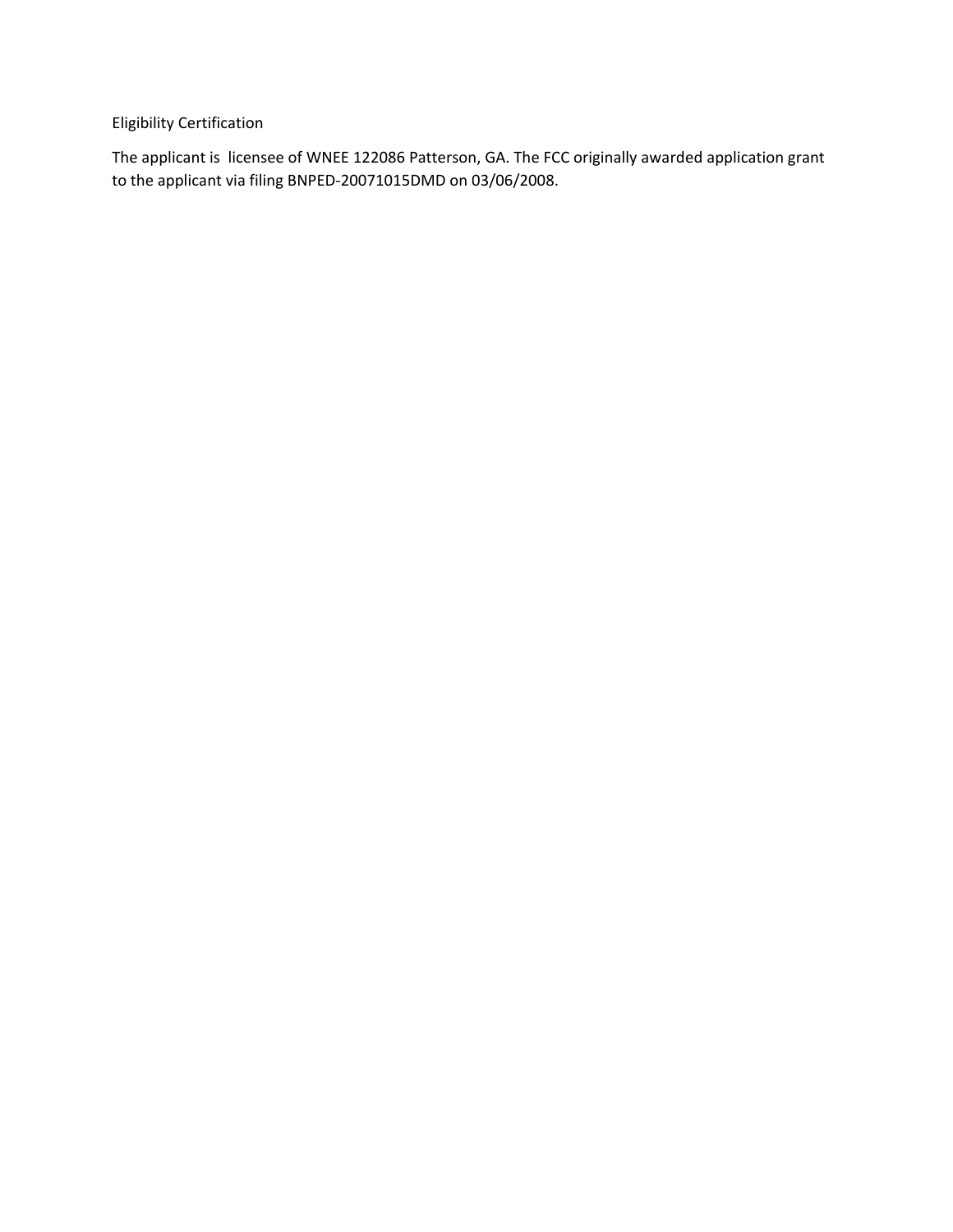Eligibility Certification

The applicant is  licensee of WNEE 122086 Patterson, GA. The FCC originally awarded application grant to the applicant via filing BNPED-20071015DMD on 03/06/2008.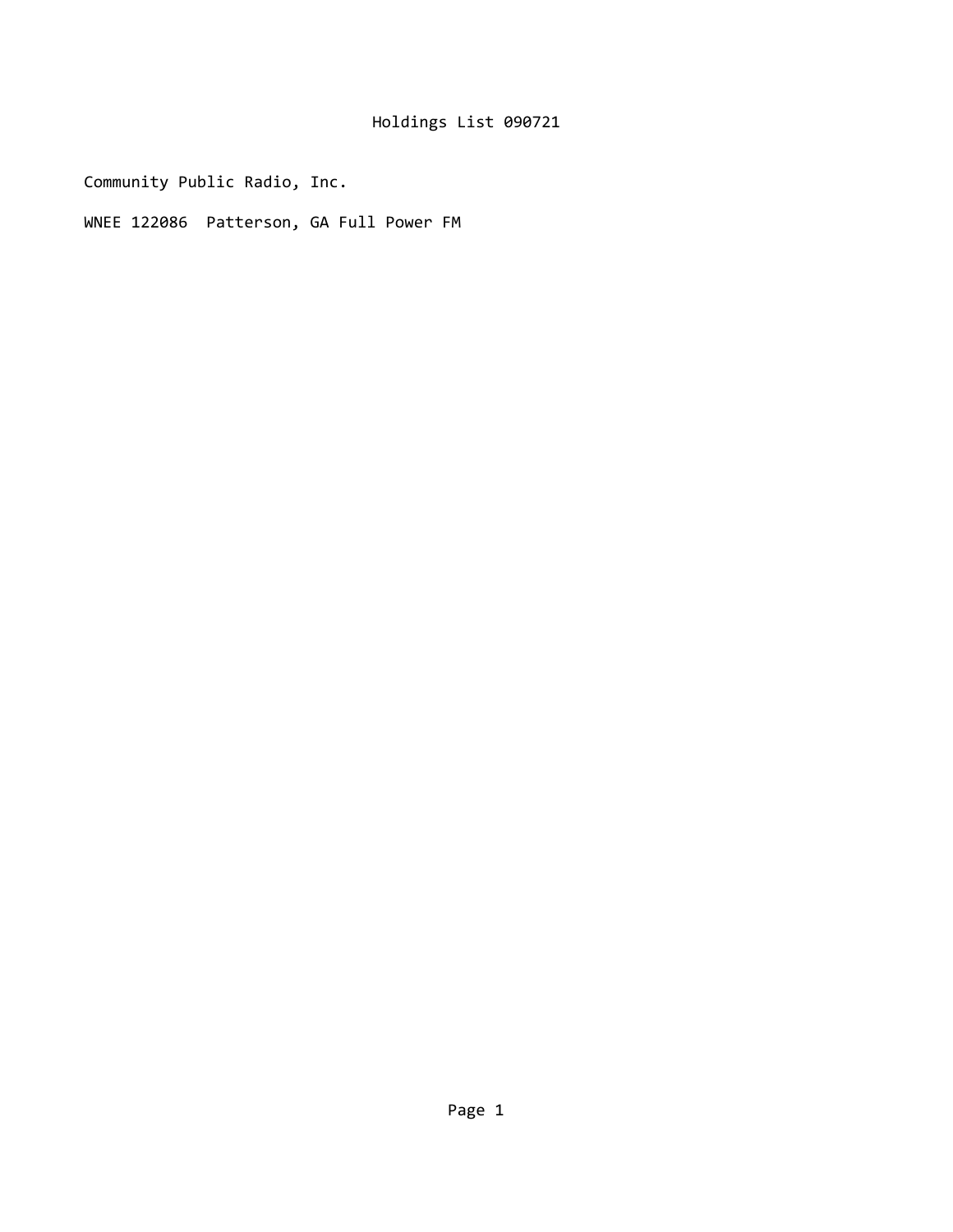Holdings List 090721

Community Public Radio, Inc.

WNEE 122086  Patterson, GA Full Power FM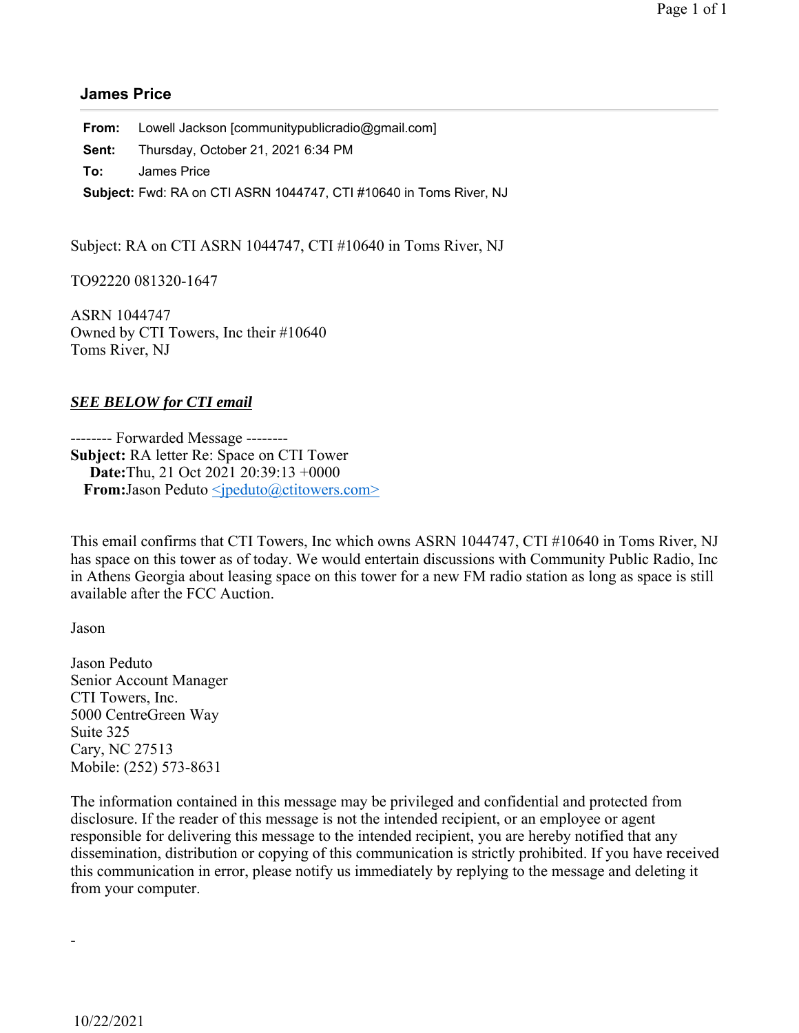## James Price

**From:** Lowell Jackson [communitypublicradio@gmail.com]
**Sent:** Thursday, October 21, 2021 6:34 PM
**To:** James Price
**Subject:** Fwd: RA on CTI ASRN 1044747, CTI #10640 in Toms River, NJ

Subject: RA on CTI ASRN 1044747, CTI #10640 in Toms River, NJ

TO92220 081320-1647

ASRN 1044747
Owned by CTI Towers, Inc their #10640
Toms River, NJ

***SEE BELOW for CTI email***

-------- Forwarded Message --------
**Subject:** RA letter Re: Space on CTI Tower
**Date:** Thu, 21 Oct 2021 20:39:13 +0000
**From:** Jason Peduto <jpeduto@ctitowers.com>

This email confirms that CTI Towers, Inc which owns ASRN 1044747, CTI #10640 in Toms River, NJ has space on this tower as of today. We would entertain discussions with Community Public Radio, Inc in Athens Georgia about leasing space on this tower for a new FM radio station as long as space is still available after the FCC Auction.

Jason

Jason Peduto
Senior Account Manager
CTI Towers, Inc.
5000 CentreGreen Way
Suite 325
Cary, NC 27513
Mobile: (252) 573-8631

The information contained in this message may be privileged and confidential and protected from disclosure. If the reader of this message is not the intended recipient, or an employee or agent responsible for delivering this message to the intended recipient, you are hereby notified that any dissemination, distribution or copying of this communication is strictly prohibited. If you have received this communication in error, please notify us immediately by replying to the message and deleting it from your computer.

-

10/22/2021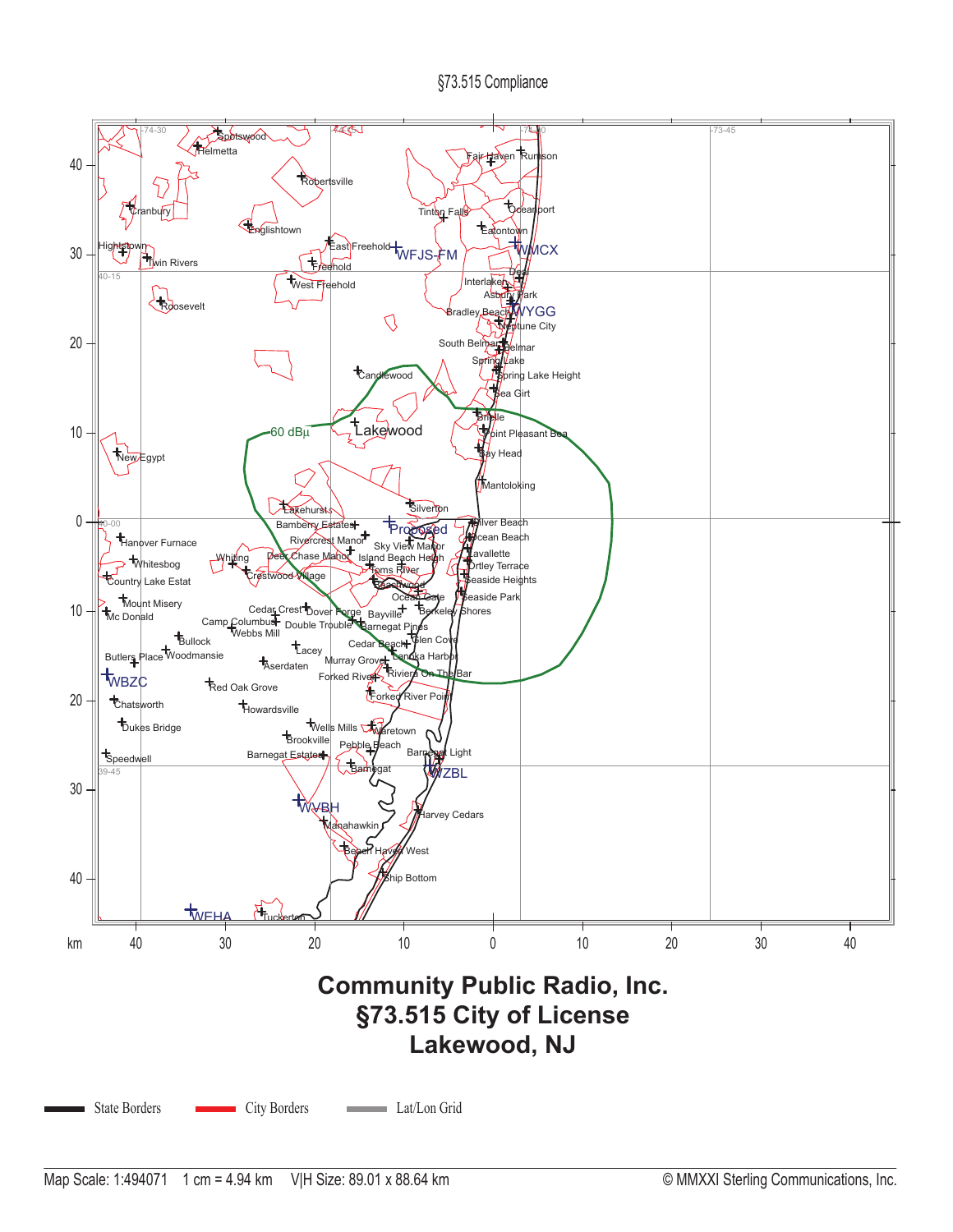§73.515 Compliance

# Community Public Radio, Inc.
# §73.515 City of License
# Lakewood, NJ

State Borders — City Borders — Lat/Lon Grid

Map Scale: 1:494071    1 cm = 4.94 km    V|H Size: 89.01 x 88.64 km

© MMXXI Sterling Communications, Inc.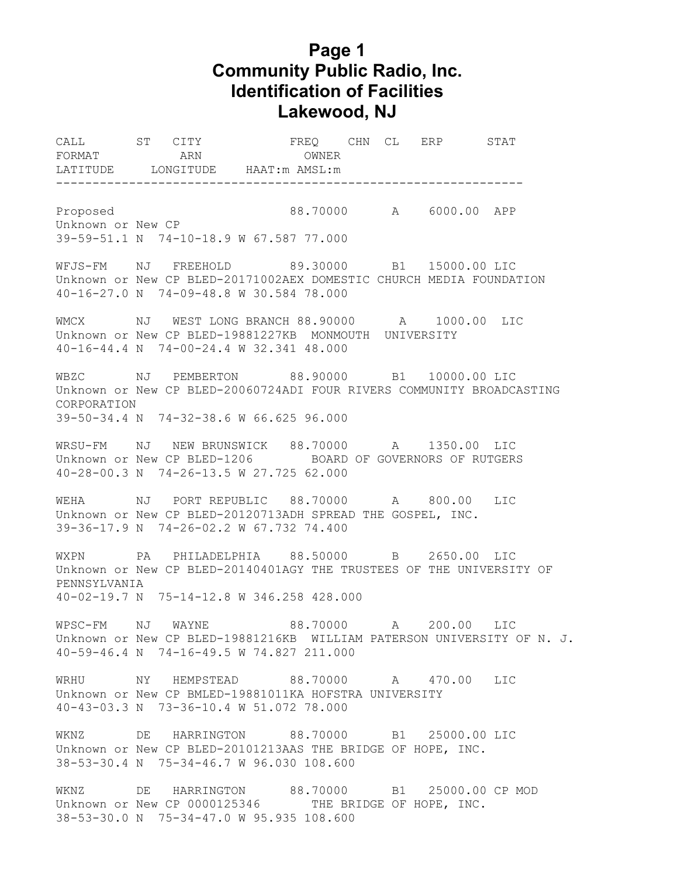# Page 1
# Community Public Radio, Inc.
# Identification of Facilities
# Lakewood, NJ

```
CALL       ST   CITY             FREQ    CHN  CL   ERP      STAT
FORMAT          ARN              OWNER
LATITUDE     LONGITUDE    HAAT:m AMSL:m
----------------------------------------------------------------

Proposed                         88.70000      A    6000.00  APP
Unknown or New CP
39-59-51.1 N  74-10-18.9 W 67.587 77.000

WFJS-FM    NJ   FREEHOLD         89.30000      B1   15000.00 LIC
Unknown or New CP BLED-20171002AEX DOMESTIC CHURCH MEDIA FOUNDATION
40-16-27.0 N  74-09-48.8 W 30.584 78.000

WMCX       NJ   WEST LONG BRANCH 88.90000      A    1000.00  LIC
Unknown or New CP BLED-19881227KB  MONMOUTH  UNIVERSITY
40-16-44.4 N  74-00-24.4 W 32.341 48.000

WBZC       NJ   PEMBERTON        88.90000      B1   10000.00 LIC
Unknown or New CP BLED-20060724ADI FOUR RIVERS COMMUNITY BROADCASTING
CORPORATION
39-50-34.4 N  74-32-38.6 W 66.625 96.000

WRSU-FM    NJ   NEW BRUNSWICK    88.70000      A    1350.00  LIC
Unknown or New CP BLED-1206        BOARD OF GOVERNORS OF RUTGERS
40-28-00.3 N  74-26-13.5 W 27.725 62.000

WEHA       NJ   PORT REPUBLIC    88.70000      A    800.00   LIC
Unknown or New CP BLED-20120713ADH SPREAD THE GOSPEL, INC.
39-36-17.9 N  74-26-02.2 W 67.732 74.400

WXPN       PA   PHILADELPHIA     88.50000      B    2650.00  LIC
Unknown or New CP BLED-20140401AGY THE TRUSTEES OF THE UNIVERSITY OF
PENNSYLVANIA
40-02-19.7 N  75-14-12.8 W 346.258 428.000

WPSC-FM    NJ   WAYNE            88.70000      A    200.00   LIC
Unknown or New CP BLED-19881216KB  WILLIAM PATERSON UNIVERSITY OF N. J.
40-59-46.4 N  74-16-49.5 W 74.827 211.000

WRHU       NY   HEMPSTEAD        88.70000      A    470.00   LIC
Unknown or New CP BMLED-19881011KA HOFSTRA UNIVERSITY
40-43-03.3 N  73-36-10.4 W 51.072 78.000

WKNZ       DE   HARRINGTON       88.70000      B1   25000.00 LIC
Unknown or New CP BLED-20101213AAS THE BRIDGE OF HOPE, INC.
38-53-30.4 N  75-34-46.7 W 96.030 108.600

WKNZ       DE   HARRINGTON       88.70000      B1   25000.00 CP MOD
Unknown or New CP 0000125346       THE BRIDGE OF HOPE, INC.
38-53-30.0 N  75-34-47.0 W 95.935 108.600
```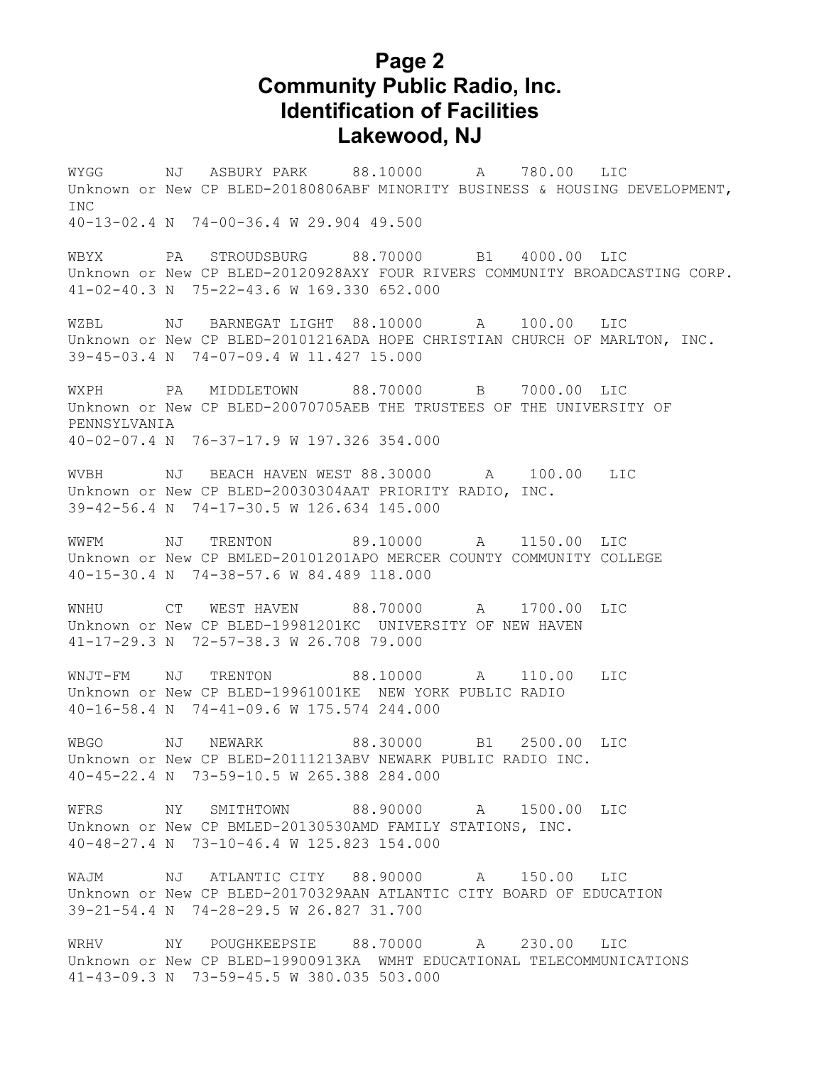# Page 2
# Community Public Radio, Inc.
# Identification of Facilities
# Lakewood, NJ

```
WYGG       NJ   ASBURY PARK     88.10000      A    780.00   LIC
Unknown or New CP BLED-20180806ABF MINORITY BUSINESS & HOUSING DEVELOPMENT,
INC
40-13-02.4 N  74-00-36.4 W 29.904 49.500

WBYX       PA   STROUDSBURG     88.70000      B1   4000.00  LIC
Unknown or New CP BLED-20120928AXY FOUR RIVERS COMMUNITY BROADCASTING CORP.
41-02-40.3 N  75-22-43.6 W 169.330 652.000

WZBL       NJ   BARNEGAT LIGHT  88.10000      A    100.00   LIC
Unknown or New CP BLED-20101216ADA HOPE CHRISTIAN CHURCH OF MARLTON, INC.
39-45-03.4 N  74-07-09.4 W 11.427 15.000

WXPH       PA   MIDDLETOWN      88.70000      B    7000.00  LIC
Unknown or New CP BLED-20070705AEB THE TRUSTEES OF THE UNIVERSITY OF
PENNSYLVANIA
40-02-07.4 N  76-37-17.9 W 197.326 354.000

WVBH       NJ   BEACH HAVEN WEST 88.30000      A    100.00   LIC
Unknown or New CP BLED-20030304AAT PRIORITY RADIO, INC.
39-42-56.4 N  74-17-30.5 W 126.634 145.000

WWFM       NJ   TRENTON         89.10000      A    1150.00  LIC
Unknown or New CP BMLED-20101201APO MERCER COUNTY COMMUNITY COLLEGE
40-15-30.4 N  74-38-57.6 W 84.489 118.000

WNHU       CT   WEST HAVEN      88.70000      A    1700.00  LIC
Unknown or New CP BLED-19981201KC  UNIVERSITY OF NEW HAVEN
41-17-29.3 N  72-57-38.3 W 26.708 79.000

WNJT-FM    NJ   TRENTON         88.10000      A    110.00   LIC
Unknown or New CP BLED-19961001KE  NEW YORK PUBLIC RADIO
40-16-58.4 N  74-41-09.6 W 175.574 244.000

WBGO       NJ   NEWARK          88.30000      B1   2500.00  LIC
Unknown or New CP BLED-20111213ABV NEWARK PUBLIC RADIO INC.
40-45-22.4 N  73-59-10.5 W 265.388 284.000

WFRS       NY   SMITHTOWN       88.90000      A    1500.00  LIC
Unknown or New CP BMLED-20130530AMD FAMILY STATIONS, INC.
40-48-27.4 N  73-10-46.4 W 125.823 154.000

WAJM       NJ   ATLANTIC CITY   88.90000      A    150.00   LIC
Unknown or New CP BLED-20170329AAN ATLANTIC CITY BOARD OF EDUCATION
39-21-54.4 N  74-28-29.5 W 26.827 31.700

WRHV       NY   POUGHKEEPSIE    88.70000      A    230.00   LIC
Unknown or New CP BLED-19900913KA  WMHT EDUCATIONAL TELECOMMUNICATIONS
41-43-09.3 N  73-59-45.5 W 380.035 503.000
```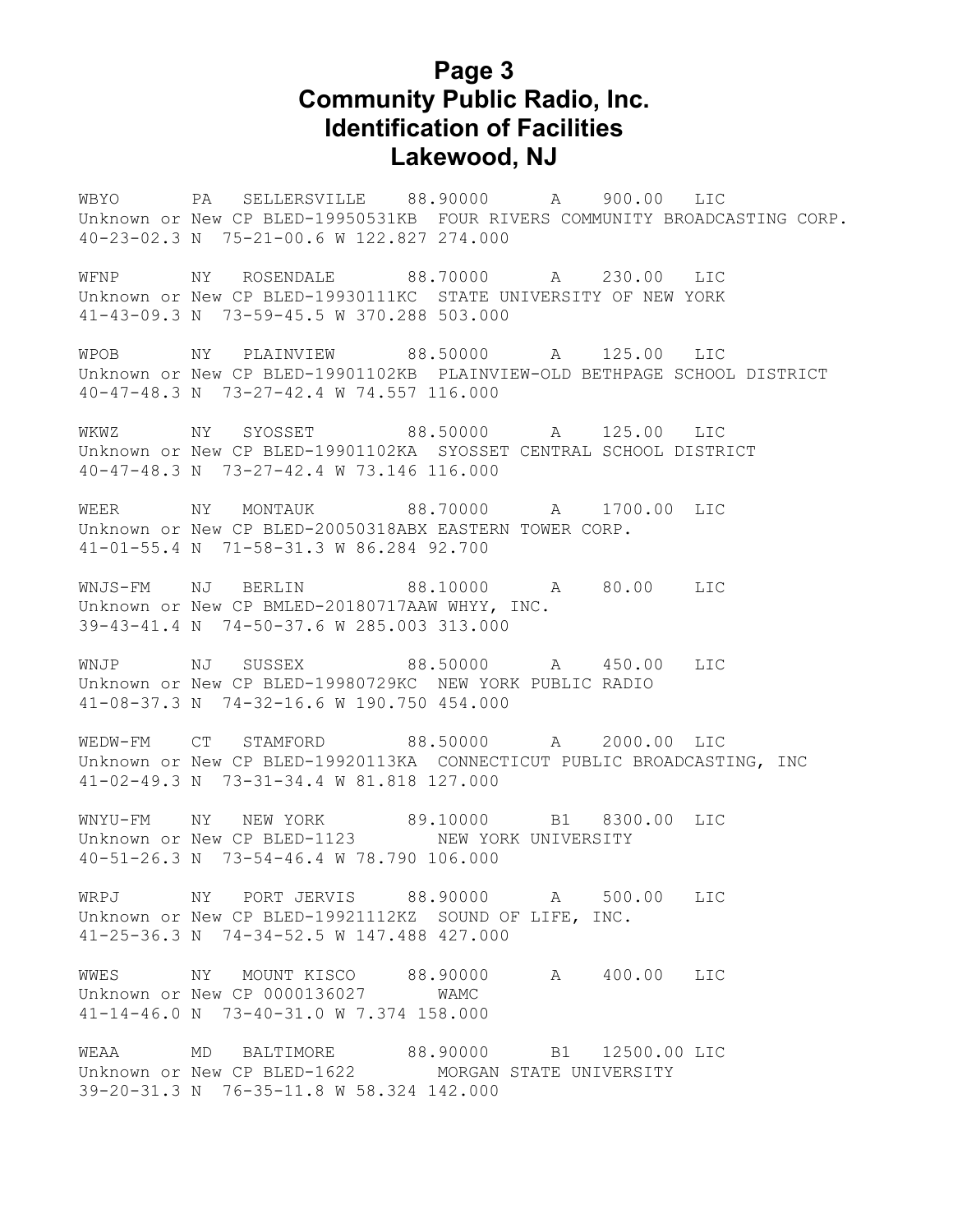# Page 3
# Community Public Radio, Inc.
# Identification of Facilities
# Lakewood, NJ

```
WBYO       PA   SELLERSVILLE    88.90000      A    900.00   LIC
Unknown or New CP BLED-19950531KB  FOUR RIVERS COMMUNITY BROADCASTING CORP.
40-23-02.3 N  75-21-00.6 W 122.827 274.000

WFNP       NY   ROSENDALE       88.70000      A    230.00   LIC
Unknown or New CP BLED-19930111KC  STATE UNIVERSITY OF NEW YORK
41-43-09.3 N  73-59-45.5 W 370.288 503.000

WPOB       NY   PLAINVIEW       88.50000      A    125.00   LIC
Unknown or New CP BLED-19901102KB  PLAINVIEW-OLD BETHPAGE SCHOOL DISTRICT
40-47-48.3 N  73-27-42.4 W 74.557 116.000

WKWZ       NY   SYOSSET         88.50000      A    125.00   LIC
Unknown or New CP BLED-19901102KA  SYOSSET CENTRAL SCHOOL DISTRICT
40-47-48.3 N  73-27-42.4 W 73.146 116.000

WEER       NY   MONTAUK         88.70000      A    1700.00  LIC
Unknown or New CP BLED-20050318ABX EASTERN TOWER CORP.
41-01-55.4 N  71-58-31.3 W 86.284 92.700

WNJS-FM    NJ   BERLIN          88.10000      A    80.00    LIC
Unknown or New CP BMLED-20180717AAW WHYY, INC.
39-43-41.4 N  74-50-37.6 W 285.003 313.000

WNJP       NJ   SUSSEX          88.50000      A    450.00   LIC
Unknown or New CP BLED-19980729KC  NEW YORK PUBLIC RADIO
41-08-37.3 N  74-32-16.6 W 190.750 454.000

WEDW-FM    CT   STAMFORD        88.50000      A    2000.00  LIC
Unknown or New CP BLED-19920113KA  CONNECTICUT PUBLIC BROADCASTING, INC
41-02-49.3 N  73-31-34.4 W 81.818 127.000

WNYU-FM    NY   NEW YORK        89.10000      B1   8300.00  LIC
Unknown or New CP BLED-1123        NEW YORK UNIVERSITY
40-51-26.3 N  73-54-46.4 W 78.790 106.000

WRPJ       NY   PORT JERVIS     88.90000      A    500.00   LIC
Unknown or New CP BLED-19921112KZ  SOUND OF LIFE, INC.
41-25-36.3 N  74-34-52.5 W 147.488 427.000

WWES       NY   MOUNT KISCO     88.90000      A    400.00   LIC
Unknown or New CP 0000136027       WAMC
41-14-46.0 N  73-40-31.0 W 7.374 158.000

WEAA       MD   BALTIMORE       88.90000      B1   12500.00 LIC
Unknown or New CP BLED-1622        MORGAN STATE UNIVERSITY
39-20-31.3 N  76-35-11.8 W 58.324 142.000
```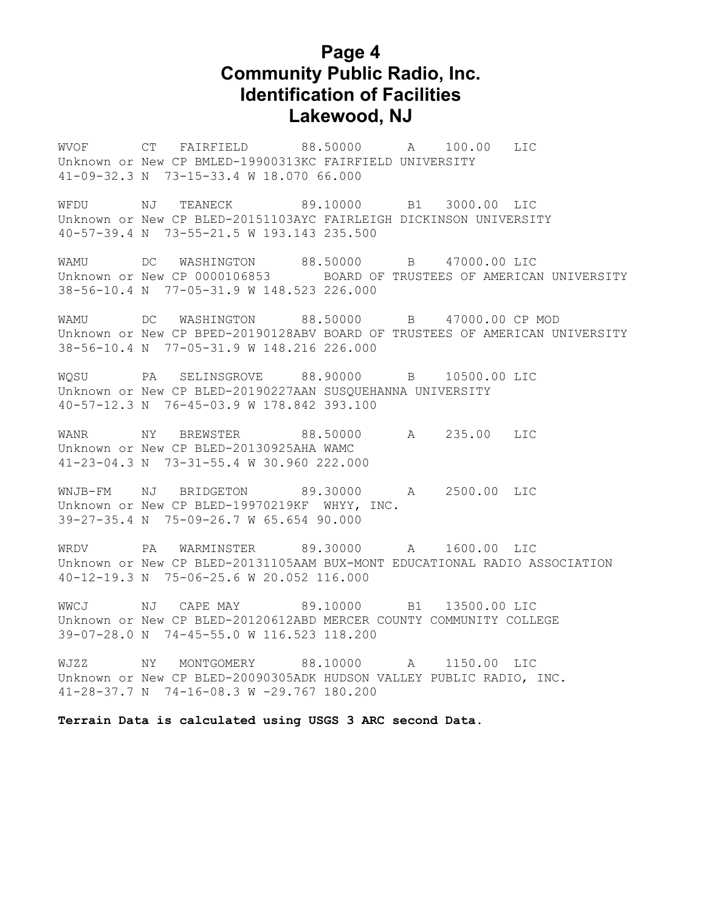# Page 4
# Community Public Radio, Inc.
# Identification of Facilities
# Lakewood, NJ

```
WVOF       CT   FAIRFIELD       88.50000      A    100.00   LIC
Unknown or New CP BMLED-19900313KC FAIRFIELD UNIVERSITY
41-09-32.3 N  73-15-33.4 W 18.070 66.000

WFDU       NJ   TEANECK         89.10000      B1   3000.00  LIC
Unknown or New CP BLED-20151103AYC FAIRLEIGH DICKINSON UNIVERSITY
40-57-39.4 N  73-55-21.5 W 193.143 235.500

WAMU       DC   WASHINGTON      88.50000      B    47000.00 LIC
Unknown or New CP 0000106853       BOARD OF TRUSTEES OF AMERICAN UNIVERSITY
38-56-10.4 N  77-05-31.9 W 148.523 226.000

WAMU       DC   WASHINGTON      88.50000      B    47000.00 CP MOD
Unknown or New CP BPED-20190128ABV BOARD OF TRUSTEES OF AMERICAN UNIVERSITY
38-56-10.4 N  77-05-31.9 W 148.216 226.000

WQSU       PA   SELINSGROVE     88.90000      B    10500.00 LIC
Unknown or New CP BLED-20190227AAN SUSQUEHANNA UNIVERSITY
40-57-12.3 N  76-45-03.9 W 178.842 393.100

WANR       NY   BREWSTER        88.50000      A    235.00   LIC
Unknown or New CP BLED-20130925AHA WAMC
41-23-04.3 N  73-31-55.4 W 30.960 222.000

WNJB-FM    NJ   BRIDGETON       89.30000      A    2500.00  LIC
Unknown or New CP BLED-19970219KF  WHYY, INC.
39-27-35.4 N  75-09-26.7 W 65.654 90.000

WRDV       PA   WARMINSTER      89.30000      A    1600.00  LIC
Unknown or New CP BLED-20131105AAM BUX-MONT EDUCATIONAL RADIO ASSOCIATION
40-12-19.3 N  75-06-25.6 W 20.052 116.000

WWCJ       NJ   CAPE MAY        89.10000      B1   13500.00 LIC
Unknown or New CP BLED-20120612ABD MERCER COUNTY COMMUNITY COLLEGE
39-07-28.0 N  74-45-55.0 W 116.523 118.200

WJZZ       NY   MONTGOMERY      88.10000      A    1150.00  LIC
Unknown or New CP BLED-20090305ADK HUDSON VALLEY PUBLIC RADIO, INC.
41-28-37.7 N  74-16-08.3 W -29.767 180.200
```

**Terrain Data is calculated using USGS 3 ARC second Data.**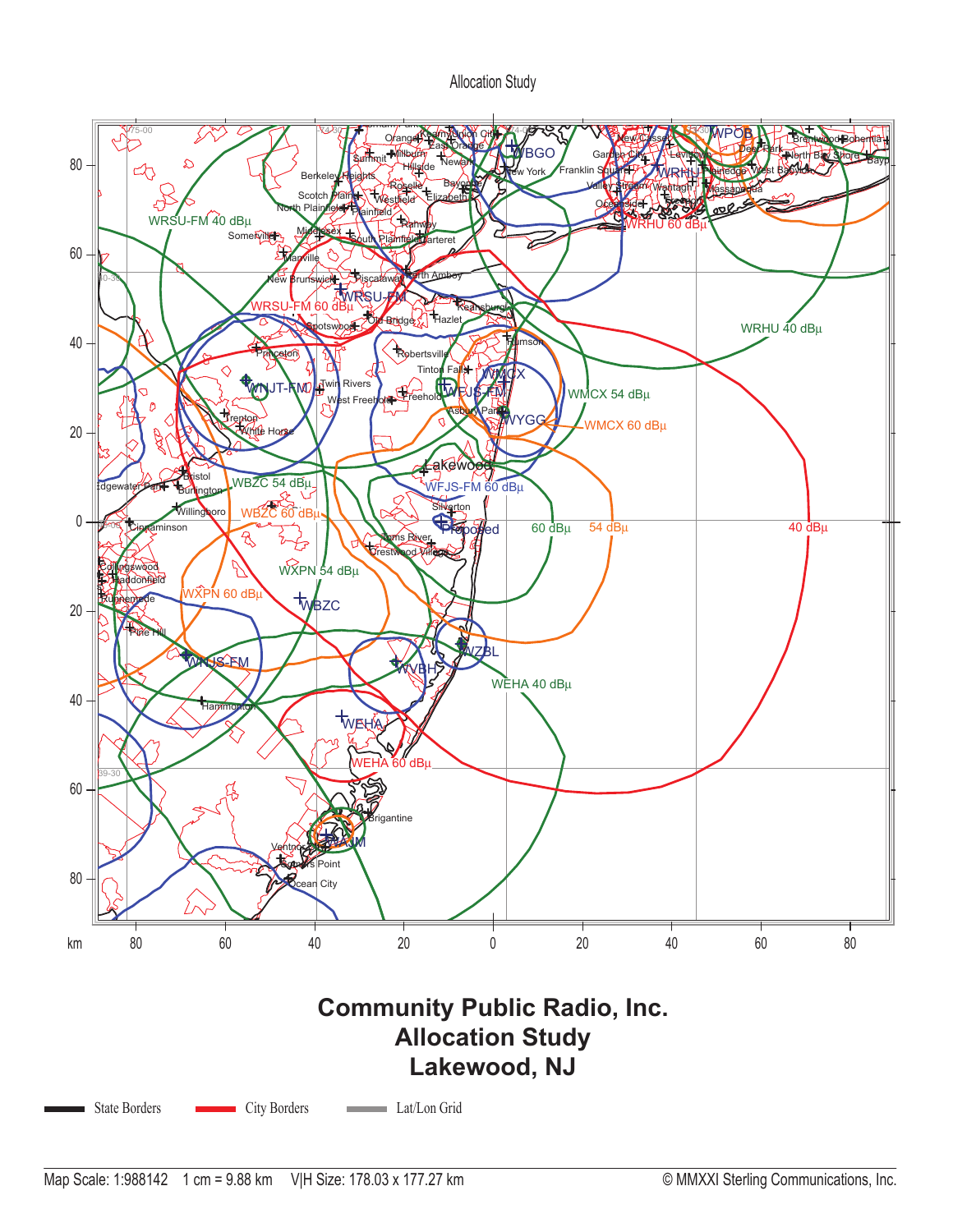Allocation Study

WRSU-FM 40 dBμ

WRSU-FM 60 dBμ

WRHU 40 dBμ

WRHU 60 dBμ

WMCX 54 dBμ

WMCX 60 dBμ

WBZC 54 dBμ

WBZC 60 dBμ

WFJS-FM 60 dBμ

WXPN 54 dBμ

WXPN 60 dBμ

WEHA 40 dBμ

WEHA 60 dBμ

60 dBμ

54 dBμ

40 dBμ

Proposed

# Community Public Radio, Inc.
# Allocation Study
# Lakewood, NJ

State Borders

City Borders

Lat/Lon Grid

Map Scale: 1:988142 1 cm = 9.88 km V|H Size: 178.03 x 177.27 km

© MMXXI Sterling Communications, Inc.